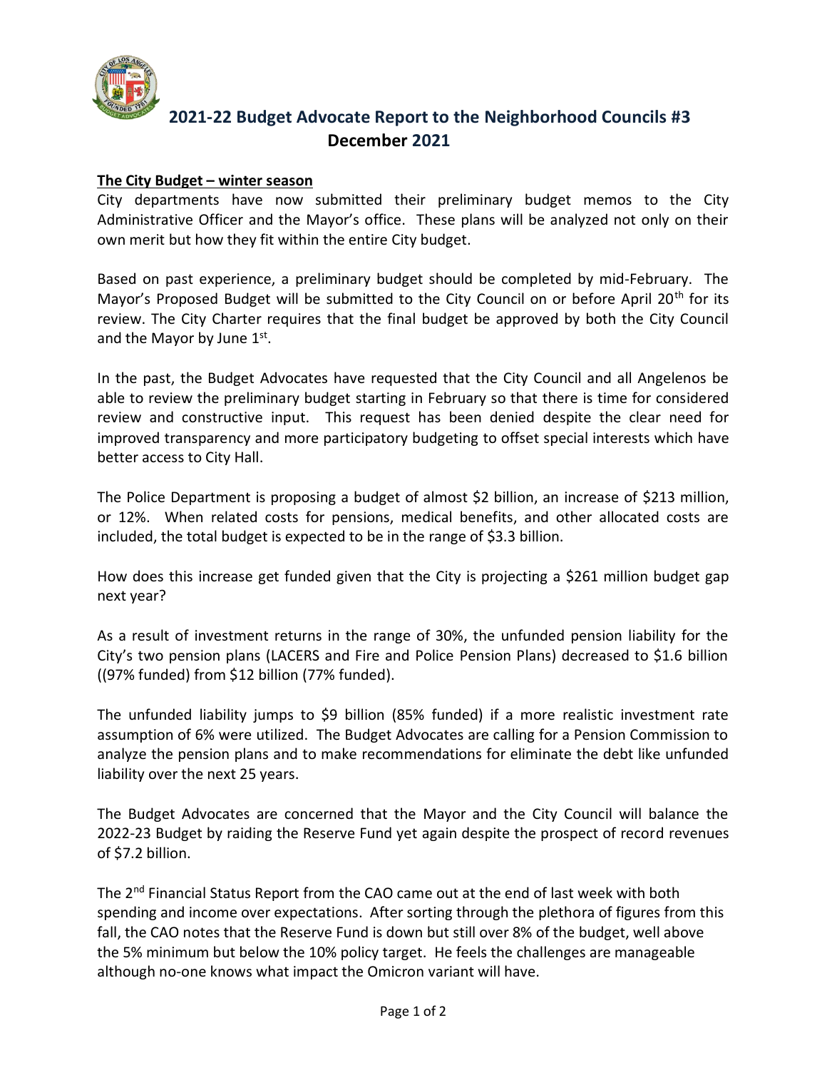# 2021-22 Budget Advocate Report to the Neighborhood Councils #3
## December 2021

**The City Budget – winter season**

City departments have now submitted their preliminary budget memos to the City Administrative Officer and the Mayor's office. These plans will be analyzed not only on their own merit but how they fit within the entire City budget.

Based on past experience, a preliminary budget should be completed by mid-February. The Mayor's Proposed Budget will be submitted to the City Council on or before April 20th for its review. The City Charter requires that the final budget be approved by both the City Council and the Mayor by June 1st.

In the past, the Budget Advocates have requested that the City Council and all Angelenos be able to review the preliminary budget starting in February so that there is time for considered review and constructive input. This request has been denied despite the clear need for improved transparency and more participatory budgeting to offset special interests which have better access to City Hall.

The Police Department is proposing a budget of almost $2 billion, an increase of $213 million, or 12%. When related costs for pensions, medical benefits, and other allocated costs are included, the total budget is expected to be in the range of $3.3 billion.

How does this increase get funded given that the City is projecting a $261 million budget gap next year?

As a result of investment returns in the range of 30%, the unfunded pension liability for the City's two pension plans (LACERS and Fire and Police Pension Plans) decreased to $1.6 billion ((97% funded) from $12 billion (77% funded).

The unfunded liability jumps to $9 billion (85% funded) if a more realistic investment rate assumption of 6% were utilized. The Budget Advocates are calling for a Pension Commission to analyze the pension plans and to make recommendations for eliminate the debt like unfunded liability over the next 25 years.

The Budget Advocates are concerned that the Mayor and the City Council will balance the 2022-23 Budget by raiding the Reserve Fund yet again despite the prospect of record revenues of $7.2 billion.

The 2nd Financial Status Report from the CAO came out at the end of last week with both spending and income over expectations. After sorting through the plethora of figures from this fall, the CAO notes that the Reserve Fund is down but still over 8% of the budget, well above the 5% minimum but below the 10% policy target. He feels the challenges are manageable although no-one knows what impact the Omicron variant will have.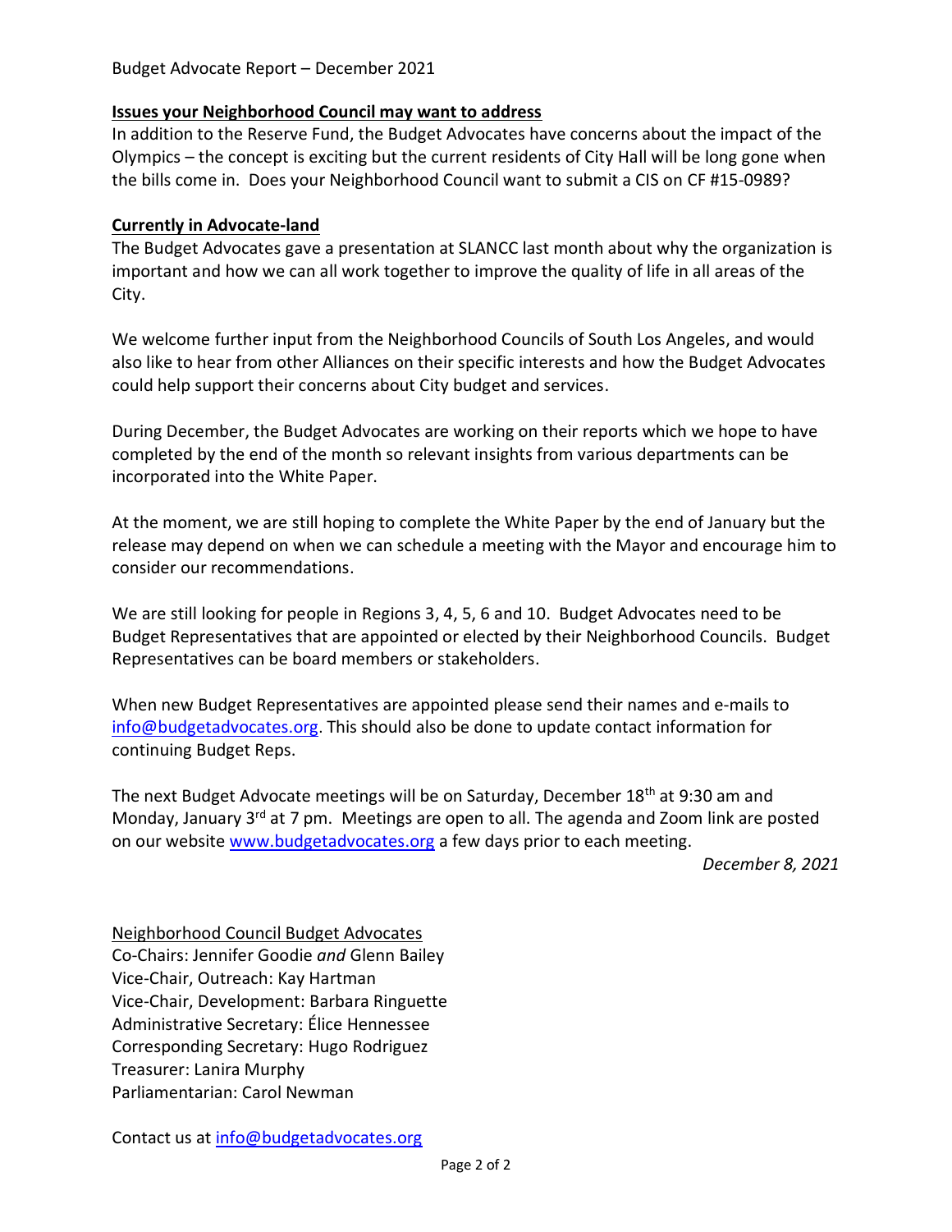Budget Advocate Report – December 2021

**Issues your Neighborhood Council may want to address**

In addition to the Reserve Fund, the Budget Advocates have concerns about the impact of the Olympics – the concept is exciting but the current residents of City Hall will be long gone when the bills come in. Does your Neighborhood Council want to submit a CIS on CF #15-0989?

**Currently in Advocate-land**

The Budget Advocates gave a presentation at SLANCC last month about why the organization is important and how we can all work together to improve the quality of life in all areas of the City.

We welcome further input from the Neighborhood Councils of South Los Angeles, and would also like to hear from other Alliances on their specific interests and how the Budget Advocates could help support their concerns about City budget and services.

During December, the Budget Advocates are working on their reports which we hope to have completed by the end of the month so relevant insights from various departments can be incorporated into the White Paper.

At the moment, we are still hoping to complete the White Paper by the end of January but the release may depend on when we can schedule a meeting with the Mayor and encourage him to consider our recommendations.

We are still looking for people in Regions 3, 4, 5, 6 and 10. Budget Advocates need to be Budget Representatives that are appointed or elected by their Neighborhood Councils. Budget Representatives can be board members or stakeholders.

When new Budget Representatives are appointed please send their names and e-mails to info@budgetadvocates.org. This should also be done to update contact information for continuing Budget Reps.

The next Budget Advocate meetings will be on Saturday, December 18th at 9:30 am and Monday, January 3rd at 7 pm. Meetings are open to all. The agenda and Zoom link are posted on our website www.budgetadvocates.org a few days prior to each meeting.

*December 8, 2021*

Neighborhood Council Budget Advocates
Co-Chairs: Jennifer Goodie *and* Glenn Bailey
Vice-Chair, Outreach: Kay Hartman
Vice-Chair, Development: Barbara Ringuette
Administrative Secretary: Élice Hennessee
Corresponding Secretary: Hugo Rodriguez
Treasurer: Lanira Murphy
Parliamentarian: Carol Newman

Contact us at info@budgetadvocates.org